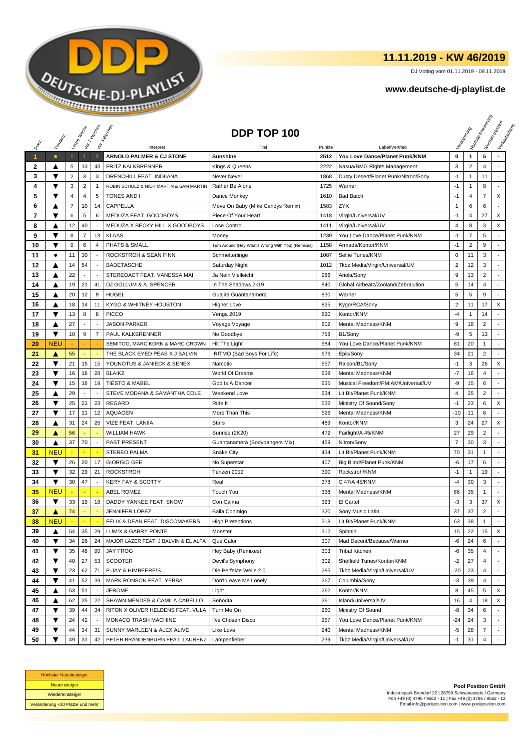# 11.11.2019 - KW 46/2019

DJ Voting vom 01.11.2019 - 08.11.2019

## www.deutsche-dj-playlist.de

## DDP TOP 100

| Platz | Tendenz | Letzte Woche | Vor 2 Wochen | Vor 3 Wochen | Interpret | Titel | Punkte | Label/Vertrieb | Veränderung | Höchste Platzierung | Wochen platziert | Verkaufscharts |
|---|---|---|---|---|---|---|---|---|---|---|---|---|
| 1 | ● | 1 | 1 | 2 | **ARNOLD PALMER & CJ STONE** | **Sunshine** | **2512** | **You Love Dance/Planet Punk/KNM** | **0** | **1** | **5** | **-** |
| 2 | ▲ | 5 | 13 | 43 | FRITZ KALKBRENNER | Kings & Queens | 2222 | Nasua/BMG Rights Management | 3 | 2 | 4 | - |
| 3 | ▼ | 2 | 3 | 3 | DRENCHILL FEAT. INDIIANA | Never Never | 1868 | Dusty Desert/Planet Punk/Nitron/Sony | -1 | 1 | 11 | - |
| 4 | ▼ | 3 | 2 | 1 | ROBIN SCHULZ & NICK MARTIN & SAM MARTIN | Rather Be Alone | 1725 | Warner | -1 | 1 | 8 | - |
| 5 | ▼ | 4 | 4 | 5 | TONES AND I | Dance Monkey | 1610 | Bad Batch | -1 | 4 | 7 | X |
| 6 | ▲ | 7 | 10 | 14 | CAPPELLA | Move On Baby (Mike Candys Remix) | 1583 | ZYX | 1 | 6 | 6 | - |
| 7 | ▼ | 6 | 5 | 6 | MEDUZA FEAT. GOODBOYS | Piece Of Your Heart | 1418 | Virgin/Universal/UV | -1 | 4 | 27 | X |
| 8 | ▲ | 12 | 40 | - | MEDUZA X BECKY HILL X GOODBOYS | Lose Control | 1411 | Virgin/Universal/UV | 4 | 8 | 3 | X |
| 9 | ▼ | 8 | 7 | 13 | KLAAS | Money | 1239 | You Love Dance/Planet Punk/KNM | -1 | 7 | 5 | - |
| 10 | ▼ | 9 | 6 | 4 | PHATS & SMALL | Turn Around (Hey What's Wrong With You) (Remixes) | 1158 | Armada/Kontor/KNM | -1 | 2 | 9 | - |
| 11 | ● | 11 | 30 | - | ROCKSTROH & SEAN FINN | Schmetterlinge | 1087 | Selfie Tunes/KNM | 0 | 11 | 3 | - |
| 12 | ▲ | 14 | 54 | - | BADETASCHE | Saturday Night | 1012 | Tkbz Media/Virgin/Universal/UV | 2 | 12 | 3 | - |
| 13 | ▲ | 22 | - | - | STEREOACT FEAT. VANESSA MAI | Ja Nein Vielleicht | 986 | Ariola/Sony | 9 | 13 | 2 | - |
| 14 | ▲ | 19 | 21 | 41 | DJ GOLLUM & A. SPENCER | In The Shadows 2k19 | 840 | Global Airbeatz/Zooland/Zebralution | 5 | 14 | 4 | - |
| 15 | ▲ | 20 | 12 | 9 | HUGEL | Guajira Guantanamera | 830 | Warner | 5 | 5 | 9 | - |
| 16 | ▲ | 18 | 14 | 11 | KYGO & WHITNEY HOUSTON | Higher Love | 825 | Kygo/RCA/Sony | 2 | 11 | 17 | X |
| 17 | ▼ | 13 | 8 | 8 | PICCO | Venga 2019 | 820 | Kontor/KNM | -4 | 1 | 14 | - |
| 18 | ▲ | 27 | - | - | JASON PARKER | Voyage Voyage | 802 | Mental Madness/KNM | 9 | 18 | 2 | - |
| 19 | ▼ | 10 | 9 | 7 | PAUL KALKBRENNER | No Goodbye | 758 | B1/Sony | -9 | 5 | 13 | - |
| 20 | NEU | - | - | - | SEMITOO, MARC KORN & MARC CROWN | Hit The Light | 684 | You Love Dance/Planet Punk/KNM | 81 | 20 | 1 | - |
| 21 | ▲ | 55 | - | - | THE BLACK EYED PEAS X J BALVIN | RITMO (Bad Boys For Life) | 676 | Epic/Sony | 34 | 21 | 2 | - |
| 22 | ▼ | 21 | 15 | 15 | YOUNOTUS & JANIECK & SENEX | Narcotic | 657 | Raison/B1/Sony | -1 | 3 | 26 | X |
| 23 | ▼ | 16 | 18 | 28 | BLAIKZ | World Of Dreams | 638 | Mental Madness/KNM | -7 | 16 | 4 | - |
| 24 | ▼ | 15 | 16 | 19 | TIËSTO & MABEL | God Is A Dancer | 635 | Musical Freedom/PM:AM/Universal/UV | -9 | 15 | 6 | - |
| 25 | ▲ | 29 | - | - | STEVE MODANA & SAMANTHA COLE | Weekend Love | 634 | Lit Bit/Planet Punk/KNM | 4 | 25 | 2 | - |
| 26 | ▼ | 25 | 23 | 23 | REGARD | Ride It | 532 | Ministry Of Sound/Sony | -1 | 23 | 6 | X |
| 27 | ▼ | 17 | 11 | 12 | AQUAGEN | More Than This | 526 | Mental Madness/KNM | -10 | 11 | 6 | - |
| 28 | ▲ | 31 | 24 | 26 | VIZE FEAT. LANIIA | Stars | 489 | Kontor/KNM | 3 | 24 | 27 | X |
| 29 | ▲ | 56 | - | - | WILLIAM HAWK | Sunrise (2K20) | 472 | Fairlight/A 45/KNM | 27 | 29 | 2 | - |
| 30 | ▲ | 37 | 70 | - | PAST PRESENT | Guantanamera (Bodybangers Mix) | 459 | Nitron/Sony | 7 | 30 | 3 | - |
| 31 | NEU | - | - | - | STEREO PALMA | Snake City | 434 | Lit Bit/Planet Punk/KNM | 70 | 31 | 1 | - |
| 32 | ▼ | 26 | 20 | 17 | GIORGIO GEE | No Superstar | 407 | Big Blind/Planet Punk/KNM | -6 | 17 | 6 | - |
| 33 | ▼ | 32 | 29 | 21 | ROCKSTROH | Tanzen 2019 | 390 | Rockstroh/KNM | -1 | 1 | 19 | - |
| 34 | ▼ | 30 | 47 | - | KERY FAY & SCOTTY | Real | 378 | C 47/A 45/KNM | -4 | 30 | 3 | - |
| 35 | NEU | - | - | - | ABEL ROMEZ | Touch You | 338 | Mental Madness/KNM | 66 | 35 | 1 | - |
| 36 | ▼ | 33 | 19 | 18 | DADDY YANKEE FEAT. SNOW | Con Calma | 323 | El Cartel | -3 | 3 | 37 | X |
| 37 | ▲ | 74 | - | - | JENNIFER LOPEZ | Baila Conmigo | 320 | Sony Music Latin | 37 | 37 | 2 | - |
| 38 | NEU | - | - | - | FELIX & DEAN FEAT. DISCOMAKERS | High Pretentions | 318 | Lit Bit/Planet Punk/KNM | 63 | 38 | 1 | - |
| 39 | ▲ | 54 | 35 | 29 | LUM!X & GABRY PONTE | Monster | 312 | Spinnin | 15 | 22 | 15 | X |
| 40 | ▼ | 34 | 26 | 24 | MAJOR LAZER FEAT. J BALVIN & EL ALFA | Que Calor | 307 | Mad Decent/Because/Warner | -6 | 24 | 6 | - |
| 41 | ▼ | 35 | 48 | 90 | JAY FROG | Hey Baby (Remixes) | 303 | Tribal Kitchen | -6 | 35 | 4 | - |
| 42 | ▼ | 40 | 27 | 53 | SCOOTER | Devil's Symphony | 302 | Sheffield Tunes/Kontor/KNM | -2 | 27 | 4 | - |
| 43 | ▼ | 23 | 62 | 71 | P-JAY & HIMBEERE!S | Die Perfekte Welle 2.0 | 285 | Tkbz Media/Virgin/Universal/UV | -20 | 23 | 4 | - |
| 44 | ▼ | 41 | 52 | 39 | MARK RONSON FEAT. YEBBA | Don't Leave Me Lonely | 267 | Columbia/Sony | -3 | 39 | 4 | - |
| 45 | ▲ | 53 | 51 | - | JEROME | Light | 262 | Kontor/KNM | 8 | 45 | 5 | X |
| 46 | ▲ | 62 | 25 | 22 | SHAWN MENDES & CAMILA CABELLO | Señorita | 261 | Island/Universal/UV | 16 | 4 | 18 | X |
| 47 | ▼ | 39 | 44 | 34 | RITON X OLIVER HELDENS FEAT. VULA | Turn Me On | 260 | Ministry Of Sound | -8 | 34 | 6 | - |
| 48 | ▼ | 24 | 42 | - | MONACO TRASH MACHINE | I've Chosen Disco | 257 | You Love Dance/Planet Punk/KNM | -24 | 24 | 3 | - |
| 49 | ▼ | 44 | 34 | 31 | SUNNY MARLEEN & ALEX ALIVE | Like Love | 240 | Mental Madness/KNM | -5 | 28 | 7 | - |
| 50 | ▼ | 49 | 31 | 42 | PETER BRANDENBURG FEAT. LAURENZ | Lampenfieber | 239 | Tkbz Media/Virgin/Universal/UV | -1 | 31 | 4 | - |

| |
|---|
| Höchster Neueinsteiger |
| Neueinsteiger |
| Wiedereinsteiger |
| Veränderung +20 Plätze und mehr |

**Pool Position GmbH**
Industriepark Brundorf 22 | 28790 Schwanewede / Germany
Fon +49 (0) 4795 / 9562 - 11 | Fax +49 (0) 4795 / 9562 - 12
Email info@poolposition.com | www.poolposition.com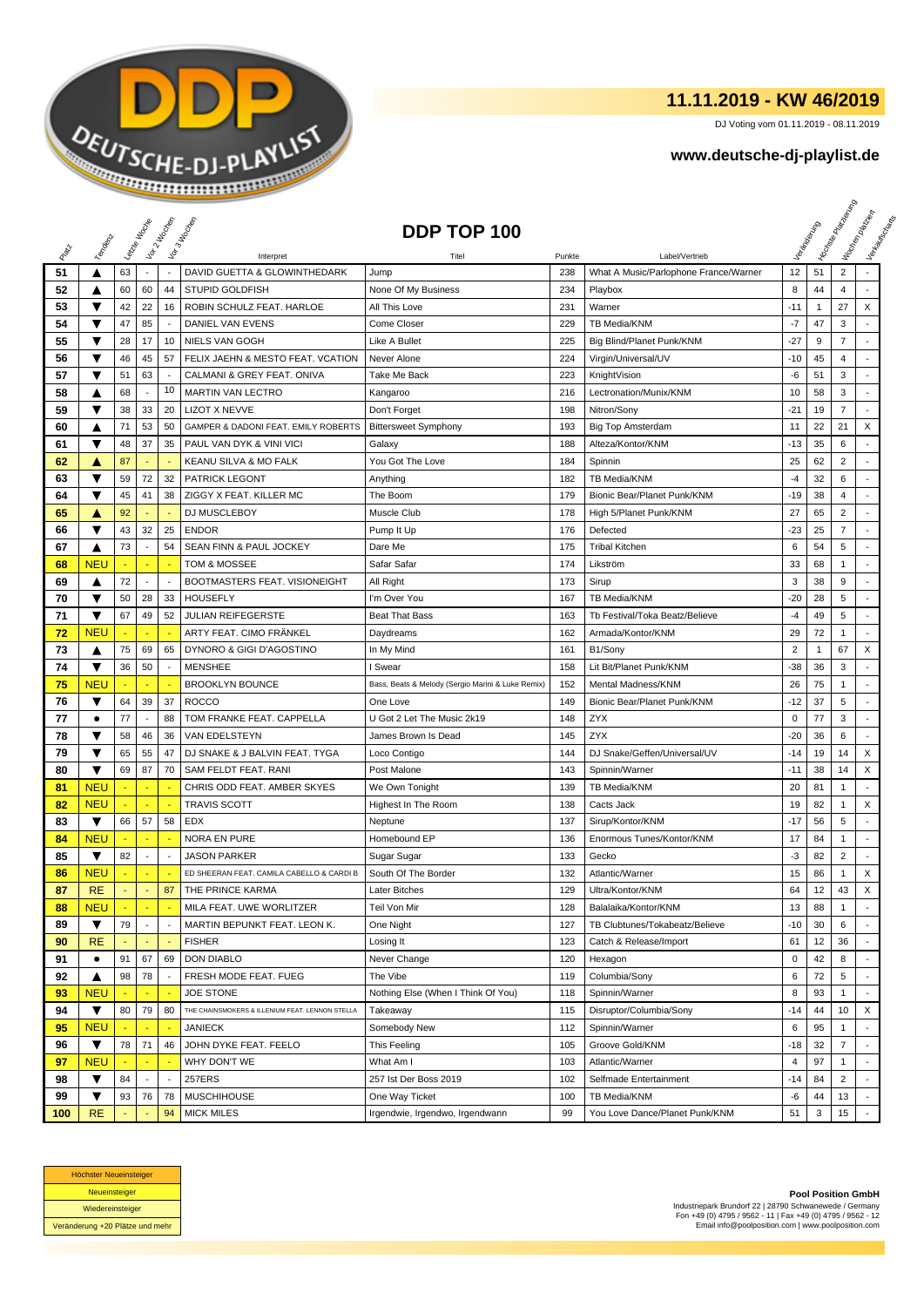## 11.11.2019 - KW 46/2019

DJ Voting vom 01.11.2019 - 08.11.2019

**www.deutsche-dj-playlist.de**

# DDP TOP 100

| Platz | Tendenz | Letzte Woche | Vor 2 Wochen | Vor 3 Wochen | Interpret | Titel | Punkte | Label/Vertrieb | Veränderung | Höchste Platzierung | Wochen platziert | Verkaufscharts |
|---|---|---|---|---|---|---|---|---|---|---|---|---|
| 51 | ▲ | 63 | - | - | DAVID GUETTA & GLOWINTHEDARK | Jump | 238 | What A Music/Parlophone France/Warner | 12 | 51 | 2 | - |
| 52 | ▲ | 60 | 60 | 44 | STUPID GOLDFISH | None Of My Business | 234 | Playbox | 8 | 44 | 4 | - |
| 53 | ▼ | 42 | 22 | 16 | ROBIN SCHULZ FEAT. HARLOE | All This Love | 231 | Warner | -11 | 1 | 27 | X |
| 54 | ▼ | 47 | 85 | - | DANIEL VAN EVENS | Come Closer | 229 | TB Media/KNM | -7 | 47 | 3 | - |
| 55 | ▼ | 28 | 17 | 10 | NIELS VAN GOGH | Like A Bullet | 225 | Big Blind/Planet Punk/KNM | -27 | 9 | 7 | - |
| 56 | ▼ | 46 | 45 | 57 | FELIX JAEHN & MESTO FEAT. VCATION | Never Alone | 224 | Virgin/Universal/UV | -10 | 45 | 4 | - |
| 57 | ▼ | 51 | 63 | - | CALMANI & GREY FEAT. ONIVA | Take Me Back | 223 | KnightVision | -6 | 51 | 3 | - |
| 58 | ▲ | 68 | - | 10 | MARTIN VAN LECTRO | Kangaroo | 216 | Lectronation/Munix/KNM | 10 | 58 | 3 | - |
| 59 | ▼ | 38 | 33 | 20 | LIZOT X NEVVE | Don't Forget | 198 | Nitron/Sony | -21 | 19 | 7 | - |
| 60 | ▲ | 71 | 53 | 50 | GAMPER & DADONI FEAT. EMILY ROBERTS | Bittersweet Symphony | 193 | Big Top Amsterdam | 11 | 22 | 21 | X |
| 61 | ▼ | 48 | 37 | 35 | PAUL VAN DYK & VINI VICI | Galaxy | 188 | Alteza/Kontor/KNM | -13 | 35 | 6 | - |
| 62 | ▲ | 87 | - | - | KEANU SILVA & MO FALK | You Got The Love | 184 | Spinnin | 25 | 62 | 2 | - |
| 63 | ▼ | 59 | 72 | 32 | PATRICK LEGONT | Anything | 182 | TB Media/KNM | -4 | 32 | 6 | - |
| 64 | ▼ | 45 | 41 | 38 | ZIGGY X FEAT. KILLER MC | The Boom | 179 | Bionic Bear/Planet Punk/KNM | -19 | 38 | 4 | - |
| 65 | ▲ | 92 | - | - | DJ MUSCLEBOY | Muscle Club | 178 | High 5/Planet Punk/KNM | 27 | 65 | 2 | - |
| 66 | ▼ | 43 | 32 | 25 | ENDOR | Pump It Up | 176 | Defected | -23 | 25 | 7 | - |
| 67 | ▲ | 73 | - | 54 | SEAN FINN & PAUL JOCKEY | Dare Me | 175 | Tribal Kitchen | 6 | 54 | 5 | - |
| 68 | NEU | - | - | - | TOM & MOSSEE | Safar Safar | 174 | Likström | 33 | 68 | 1 | - |
| 69 | ▲ | 72 | - | - | BOOTMASTERS FEAT. VISIONEIGHT | All Right | 173 | Sirup | 3 | 38 | 9 | - |
| 70 | ▼ | 50 | 28 | 33 | HOUSEFLY | I'm Over You | 167 | TB Media/KNM | -20 | 28 | 5 | - |
| 71 | ▼ | 67 | 49 | 52 | JULIAN REIFEGERSTE | Beat That Bass | 163 | Tb Festival/Toka Beatz/Believe | -4 | 49 | 5 | - |
| 72 | NEU | - | - | - | ARTY FEAT. CIMO FRÄNKEL | Daydreams | 162 | Armada/Kontor/KNM | 29 | 72 | 1 | - |
| 73 | ▲ | 75 | 69 | 65 | DYNORO & GIGI D'AGOSTINO | In My Mind | 161 | B1/Sony | 2 | 1 | 67 | X |
| 74 | ▼ | 36 | 50 | - | MENSHEE | I Swear | 158 | Lit Bit/Planet Punk/KNM | -38 | 36 | 3 | - |
| 75 | NEU | - | - | - | BROOKLYN BOUNCE | Bass, Beats & Melody (Sergio Marini & Luke Remix) | 152 | Mental Madness/KNM | 26 | 75 | 1 | - |
| 76 | ▼ | 64 | 39 | 37 | ROCCO | One Love | 149 | Bionic Bear/Planet Punk/KNM | -12 | 37 | 5 | - |
| 77 | ● | 77 | - | 88 | TOM FRANKE FEAT. CAPPELLA | U Got 2 Let The Music 2k19 | 148 | ZYX | 0 | 77 | 3 | - |
| 78 | ▼ | 58 | 46 | 36 | VAN EDELSTEYN | James Brown Is Dead | 145 | ZYX | -20 | 36 | 6 | - |
| 79 | ▼ | 65 | 55 | 47 | DJ SNAKE & J BALVIN FEAT. TYGA | Loco Contigo | 144 | DJ Snake/Geffen/Universal/UV | -14 | 19 | 14 | X |
| 80 | ▼ | 69 | 87 | 70 | SAM FELDT FEAT. RANI | Post Malone | 143 | Spinnin/Warner | -11 | 38 | 14 | X |
| 81 | NEU | - | - | - | CHRIS ODD FEAT. AMBER SKYES | We Own Tonight | 139 | TB Media/KNM | 20 | 81 | 1 | - |
| 82 | NEU | - | - | - | TRAVIS SCOTT | Highest In The Room | 138 | Cacts Jack | 19 | 82 | 1 | X |
| 83 | ▼ | 66 | 57 | 58 | EDX | Neptune | 137 | Sirup/Kontor/KNM | -17 | 56 | 5 | - |
| 84 | NEU | - | - | - | NORA EN PURE | Homebound EP | 136 | Enormous Tunes/Kontor/KNM | 17 | 84 | 1 | - |
| 85 | ▼ | 82 | - | - | JASON PARKER | Sugar Sugar | 133 | Gecko | -3 | 82 | 2 | - |
| 86 | NEU | - | - | - | ED SHEERAN FEAT. CAMILA CABELLO & CARDI B | South Of The Border | 132 | Atlantic/Warner | 15 | 86 | 1 | X |
| 87 | RE | - | - | 87 | THE PRINCE KARMA | Later Bitches | 129 | Ultra/Kontor/KNM | 64 | 12 | 43 | X |
| 88 | NEU | - | - | - | MILA FEAT. UWE WORLITZER | Teil Von Mir | 128 | Balalaika/Kontor/KNM | 13 | 88 | 1 | - |
| 89 | ▼ | 79 | - | - | MARTIN BEPUNKT FEAT. LEON K. | One Night | 127 | TB Clubtunes/Tokabeatz/Believe | -10 | 30 | 6 | - |
| 90 | RE | - | - | - | FISHER | Losing It | 123 | Catch & Release/Import | 61 | 12 | 36 | - |
| 91 | ● | 91 | 67 | 69 | DON DIABLO | Never Change | 120 | Hexagon | 0 | 42 | 8 | - |
| 92 | ▲ | 98 | 78 | - | FRESH MODE FEAT. FUEG | The Vibe | 119 | Columbia/Sony | 6 | 72 | 5 | - |
| 93 | NEU | - | - | - | JOE STONE | Nothing Else (When I Think Of You) | 118 | Spinnin/Warner | 8 | 93 | 1 | - |
| 94 | ▼ | 80 | 79 | 80 | THE CHAINSMOKERS & ILLENIUM FEAT. LENNON STELLA | Takeaway | 115 | Disruptor/Columbia/Sony | -14 | 44 | 10 | X |
| 95 | NEU | - | - | - | JANIECK | Somebody New | 112 | Spinnin/Warner | 6 | 95 | 1 | - |
| 96 | ▼ | 78 | 71 | 46 | JOHN DYKE FEAT. FEELO | This Feeling | 105 | Groove Gold/KNM | -18 | 32 | 7 | - |
| 97 | NEU | - | - | - | WHY DON'T WE | What Am I | 103 | Atlantic/Warner | 4 | 97 | 1 | - |
| 98 | ▼ | 84 | - | - | 257ERS | 257 Ist Der Boss 2019 | 102 | Selfmade Entertainment | -14 | 84 | 2 | - |
| 99 | ▼ | 93 | 76 | 78 | MUSCHIHOUSE | One Way Ticket | 100 | TB Media/KNM | -6 | 44 | 13 | - |
| 100 | RE | - | - | 94 | MICK MILES | Irgendwie, Irgendwo, Irgendwann | 99 | You Love Dance/Planet Punk/KNM | 51 | 3 | 15 | - |

Höchster Neueinsteiger

Neueinsteiger

Wiedereinsteiger

Veränderung +20 Plätze und mehr

**Pool Position GmbH**

Industriepark Brundorf 22 | 28790 Schwanewede / Germany

Fon +49 (0) 4795 / 9562 - 11 | Fax +49 (0) 4795 / 9562 - 12

Email info@poolposition.com | www.poolposition.com